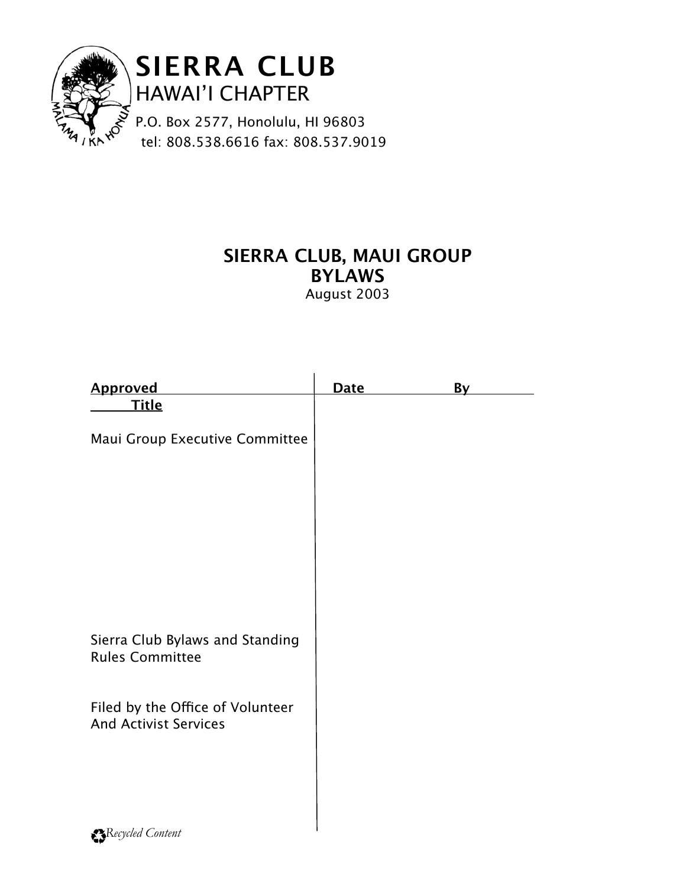# SIERRA CLUB

HAWAI'I CHAPTER

P.O. Box 2577, Honolulu, HI 96803
tel: 808.538.6616 fax: 808.537.9019

## SIERRA CLUB, MAUI GROUP
## BYLAWS

August 2003

| Approved Title | Date | By |
|---|---|---|
| Maui Group Executive Committee | | |
| Sierra Club Bylaws and Standing Rules Committee | | |
| Filed by the Office of Volunteer And Activist Services | | |

*Recycled Content*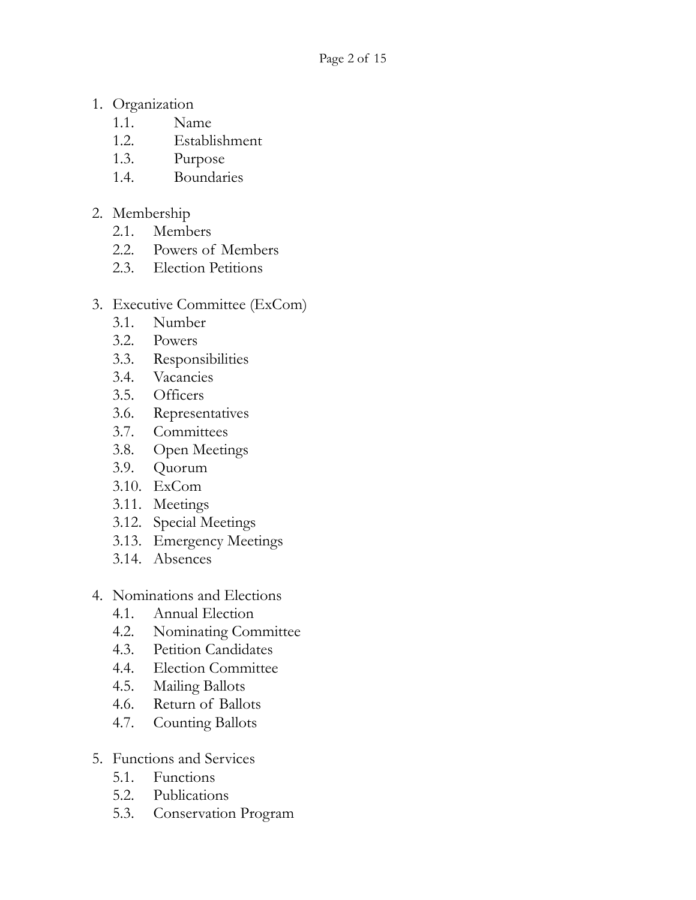1. Organization
   - 1.1. Name
   - 1.2. Establishment
   - 1.3. Purpose
   - 1.4. Boundaries

2. Membership
   - 2.1. Members
   - 2.2. Powers of Members
   - 2.3. Election Petitions

3. Executive Committee (ExCom)
   - 3.1. Number
   - 3.2. Powers
   - 3.3. Responsibilities
   - 3.4. Vacancies
   - 3.5. Officers
   - 3.6. Representatives
   - 3.7. Committees
   - 3.8. Open Meetings
   - 3.9. Quorum
   - 3.10. ExCom
   - 3.11. Meetings
   - 3.12. Special Meetings
   - 3.13. Emergency Meetings
   - 3.14. Absences

4. Nominations and Elections
   - 4.1. Annual Election
   - 4.2. Nominating Committee
   - 4.3. Petition Candidates
   - 4.4. Election Committee
   - 4.5. Mailing Ballots
   - 4.6. Return of Ballots
   - 4.7. Counting Ballots

5. Functions and Services
   - 5.1. Functions
   - 5.2. Publications
   - 5.3. Conservation Program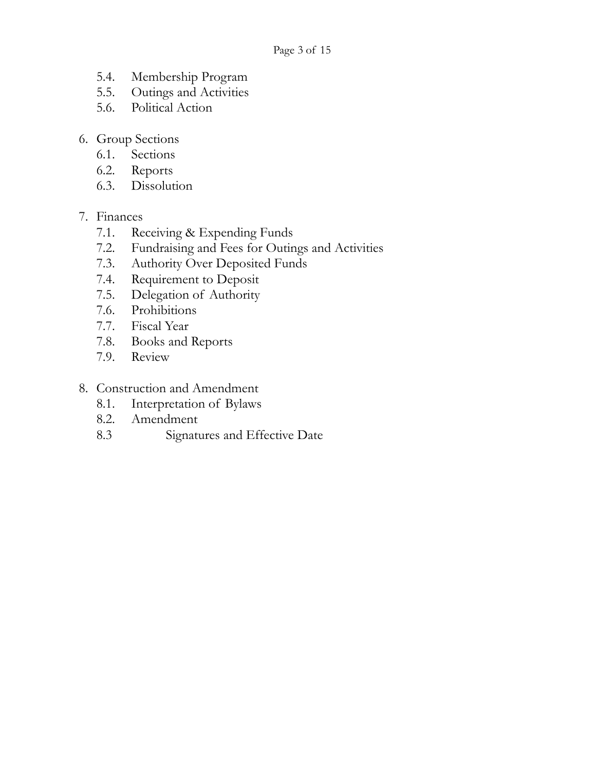- 5.4. Membership Program
- 5.5. Outings and Activities
- 5.6. Political Action

6. Group Sections
   - 6.1. Sections
   - 6.2. Reports
   - 6.3. Dissolution

7. Finances
   - 7.1. Receiving & Expending Funds
   - 7.2. Fundraising and Fees for Outings and Activities
   - 7.3. Authority Over Deposited Funds
   - 7.4. Requirement to Deposit
   - 7.5. Delegation of Authority
   - 7.6. Prohibitions
   - 7.7. Fiscal Year
   - 7.8. Books and Reports
   - 7.9. Review

8. Construction and Amendment
   - 8.1. Interpretation of Bylaws
   - 8.2. Amendment
   - 8.3 Signatures and Effective Date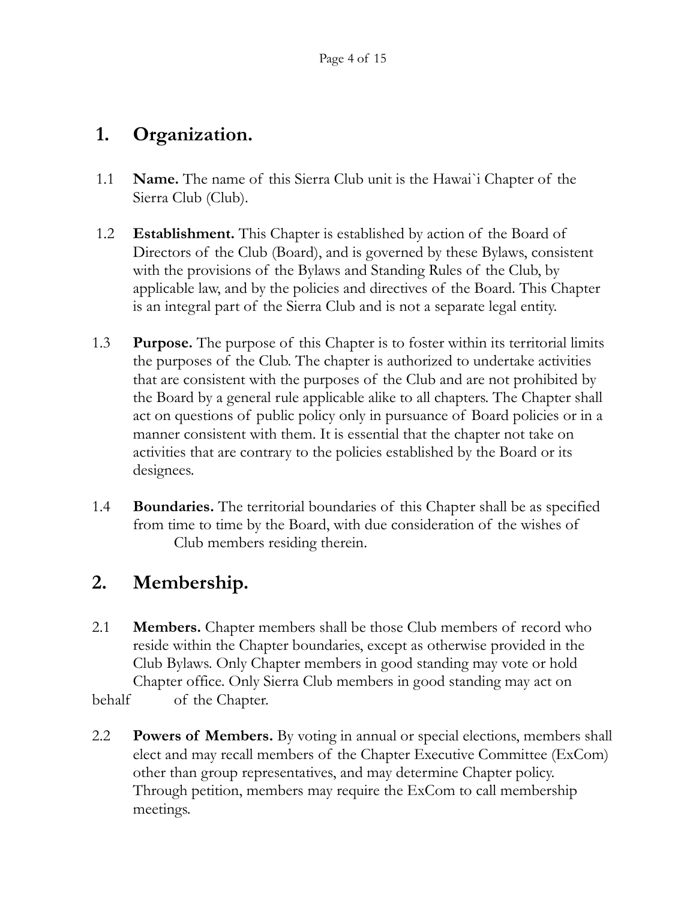## 1. Organization.

1.1 **Name.** The name of this Sierra Club unit is the Hawai`i Chapter of the Sierra Club (Club).

1.2 **Establishment.** This Chapter is established by action of the Board of Directors of the Club (Board), and is governed by these Bylaws, consistent with the provisions of the Bylaws and Standing Rules of the Club, by applicable law, and by the policies and directives of the Board. This Chapter is an integral part of the Sierra Club and is not a separate legal entity.

1.3 **Purpose.** The purpose of this Chapter is to foster within its territorial limits the purposes of the Club. The chapter is authorized to undertake activities that are consistent with the purposes of the Club and are not prohibited by the Board by a general rule applicable alike to all chapters. The Chapter shall act on questions of public policy only in pursuance of Board policies or in a manner consistent with them. It is essential that the chapter not take on activities that are contrary to the policies established by the Board or its designees.

1.4 **Boundaries.** The territorial boundaries of this Chapter shall be as specified from time to time by the Board, with due consideration of the wishes of Club members residing therein.

## 2. Membership.

2.1 **Members.** Chapter members shall be those Club members of record who reside within the Chapter boundaries, except as otherwise provided in the Club Bylaws. Only Chapter members in good standing may vote or hold Chapter office. Only Sierra Club members in good standing may act on behalf of the Chapter.

2.2 **Powers of Members.** By voting in annual or special elections, members shall elect and may recall members of the Chapter Executive Committee (ExCom) other than group representatives, and may determine Chapter policy. Through petition, members may require the ExCom to call membership meetings.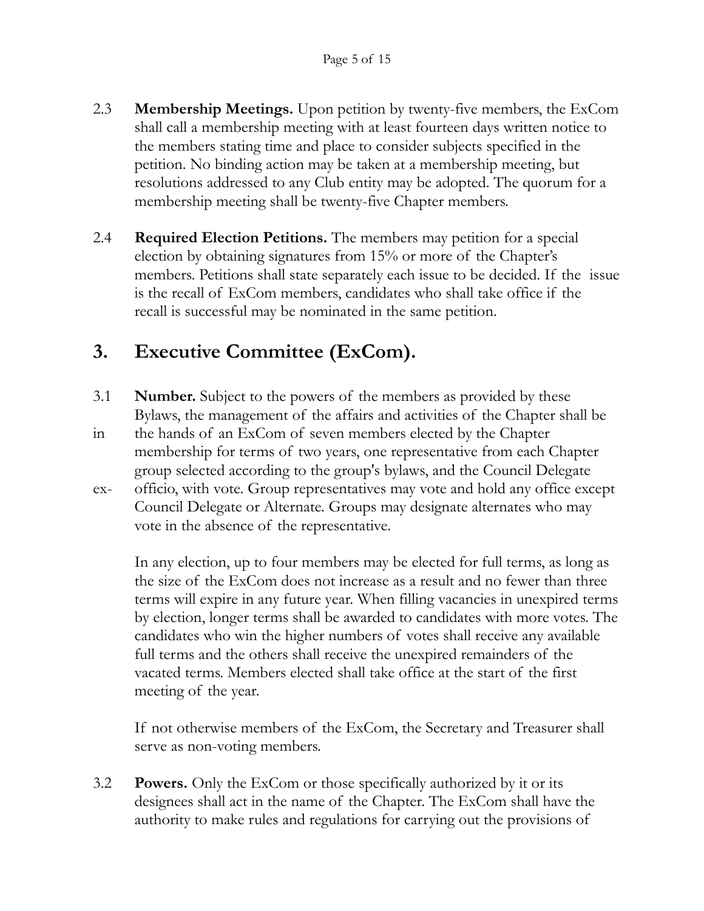2.3 **Membership Meetings.** Upon petition by twenty-five members, the ExCom shall call a membership meeting with at least fourteen days written notice to the members stating time and place to consider subjects specified in the petition. No binding action may be taken at a membership meeting, but resolutions addressed to any Club entity may be adopted. The quorum for a membership meeting shall be twenty-five Chapter members.

2.4 **Required Election Petitions.** The members may petition for a special election by obtaining signatures from 15% or more of the Chapter's members. Petitions shall state separately each issue to be decided. If the issue is the recall of ExCom members, candidates who shall take office if the recall is successful may be nominated in the same petition.

## 3. Executive Committee (ExCom).

3.1 **Number.** Subject to the powers of the members as provided by these Bylaws, the management of the affairs and activities of the Chapter shall be in the hands of an ExCom of seven members elected by the Chapter membership for terms of two years, one representative from each Chapter group selected according to the group's bylaws, and the Council Delegate ex-officio, with vote. Group representatives may vote and hold any office except Council Delegate or Alternate. Groups may designate alternates who may vote in the absence of the representative.

In any election, up to four members may be elected for full terms, as long as the size of the ExCom does not increase as a result and no fewer than three terms will expire in any future year. When filling vacancies in unexpired terms by election, longer terms shall be awarded to candidates with more votes. The candidates who win the higher numbers of votes shall receive any available full terms and the others shall receive the unexpired remainders of the vacated terms. Members elected shall take office at the start of the first meeting of the year.

If not otherwise members of the ExCom, the Secretary and Treasurer shall serve as non-voting members.

3.2 **Powers.** Only the ExCom or those specifically authorized by it or its designees shall act in the name of the Chapter. The ExCom shall have the authority to make rules and regulations for carrying out the provisions of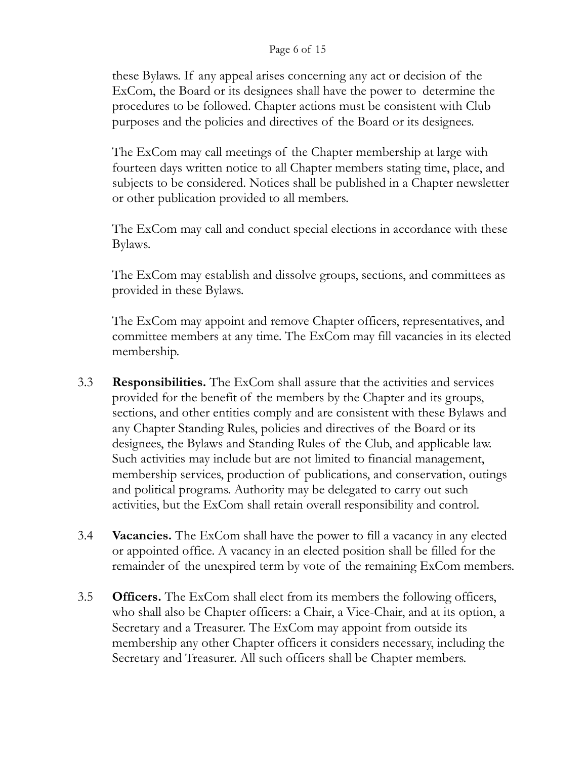these Bylaws. If any appeal arises concerning any act or decision of the ExCom, the Board or its designees shall have the power to determine the procedures to be followed. Chapter actions must be consistent with Club purposes and the policies and directives of the Board or its designees.

The ExCom may call meetings of the Chapter membership at large with fourteen days written notice to all Chapter members stating time, place, and subjects to be considered. Notices shall be published in a Chapter newsletter or other publication provided to all members.

The ExCom may call and conduct special elections in accordance with these Bylaws.

The ExCom may establish and dissolve groups, sections, and committees as provided in these Bylaws.

The ExCom may appoint and remove Chapter officers, representatives, and committee members at any time. The ExCom may fill vacancies in its elected membership.

3.3 **Responsibilities.** The ExCom shall assure that the activities and services provided for the benefit of the members by the Chapter and its groups, sections, and other entities comply and are consistent with these Bylaws and any Chapter Standing Rules, policies and directives of the Board or its designees, the Bylaws and Standing Rules of the Club, and applicable law. Such activities may include but are not limited to financial management, membership services, production of publications, and conservation, outings and political programs. Authority may be delegated to carry out such activities, but the ExCom shall retain overall responsibility and control.

3.4 **Vacancies.** The ExCom shall have the power to fill a vacancy in any elected or appointed office. A vacancy in an elected position shall be filled for the remainder of the unexpired term by vote of the remaining ExCom members.

3.5 **Officers.** The ExCom shall elect from its members the following officers, who shall also be Chapter officers: a Chair, a Vice-Chair, and at its option, a Secretary and a Treasurer. The ExCom may appoint from outside its membership any other Chapter officers it considers necessary, including the Secretary and Treasurer. All such officers shall be Chapter members.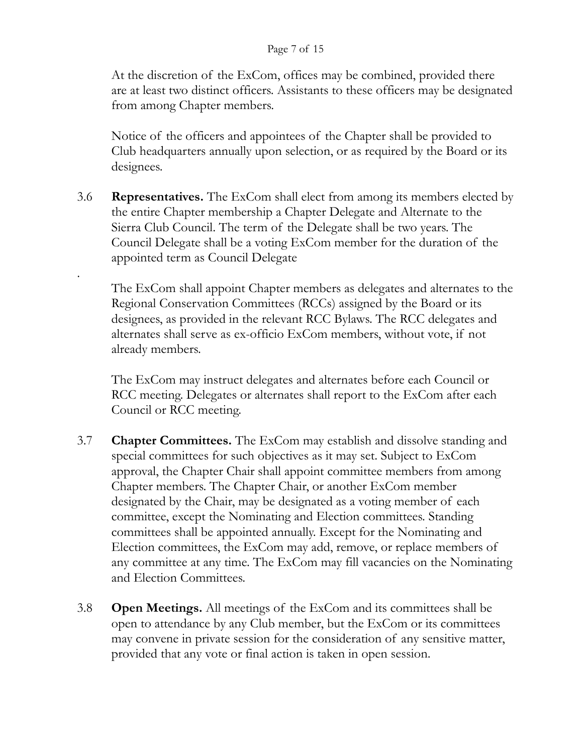At the discretion of the ExCom, offices may be combined, provided there are at least two distinct officers. Assistants to these officers may be designated from among Chapter members.

Notice of the officers and appointees of the Chapter shall be provided to Club headquarters annually upon selection, or as required by the Board or its designees.

3.6 **Representatives.** The ExCom shall elect from among its members elected by the entire Chapter membership a Chapter Delegate and Alternate to the Sierra Club Council. The term of the Delegate shall be two years. The Council Delegate shall be a voting ExCom member for the duration of the appointed term as Council Delegate

.

The ExCom shall appoint Chapter members as delegates and alternates to the Regional Conservation Committees (RCCs) assigned by the Board or its designees, as provided in the relevant RCC Bylaws. The RCC delegates and alternates shall serve as ex-officio ExCom members, without vote, if not already members.

The ExCom may instruct delegates and alternates before each Council or RCC meeting. Delegates or alternates shall report to the ExCom after each Council or RCC meeting.

3.7 **Chapter Committees.** The ExCom may establish and dissolve standing and special committees for such objectives as it may set. Subject to ExCom approval, the Chapter Chair shall appoint committee members from among Chapter members. The Chapter Chair, or another ExCom member designated by the Chair, may be designated as a voting member of each committee, except the Nominating and Election committees. Standing committees shall be appointed annually. Except for the Nominating and Election committees, the ExCom may add, remove, or replace members of any committee at any time. The ExCom may fill vacancies on the Nominating and Election Committees.

3.8 **Open Meetings.** All meetings of the ExCom and its committees shall be open to attendance by any Club member, but the ExCom or its committees may convene in private session for the consideration of any sensitive matter, provided that any vote or final action is taken in open session.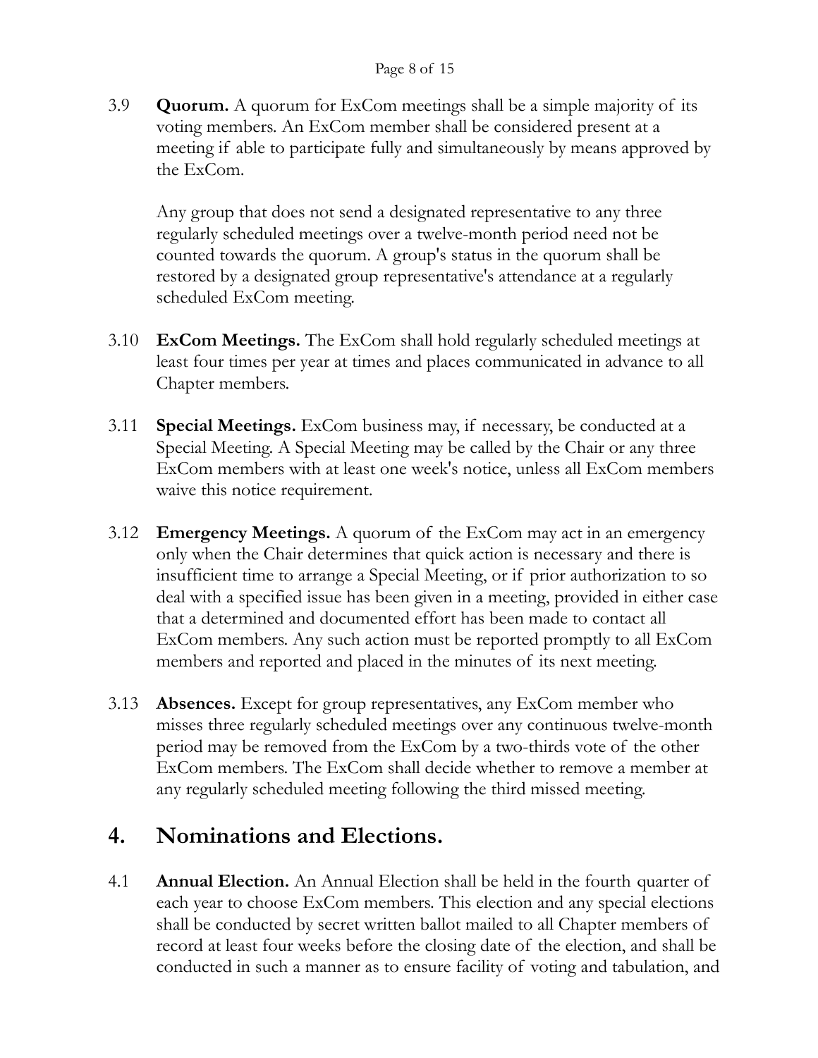3.9 **Quorum.** A quorum for ExCom meetings shall be a simple majority of its voting members. An ExCom member shall be considered present at a meeting if able to participate fully and simultaneously by means approved by the ExCom.

Any group that does not send a designated representative to any three regularly scheduled meetings over a twelve-month period need not be counted towards the quorum. A group's status in the quorum shall be restored by a designated group representative's attendance at a regularly scheduled ExCom meeting.

3.10 **ExCom Meetings.** The ExCom shall hold regularly scheduled meetings at least four times per year at times and places communicated in advance to all Chapter members.

3.11 **Special Meetings.** ExCom business may, if necessary, be conducted at a Special Meeting. A Special Meeting may be called by the Chair or any three ExCom members with at least one week's notice, unless all ExCom members waive this notice requirement.

3.12 **Emergency Meetings.** A quorum of the ExCom may act in an emergency only when the Chair determines that quick action is necessary and there is insufficient time to arrange a Special Meeting, or if prior authorization to so deal with a specified issue has been given in a meeting, provided in either case that a determined and documented effort has been made to contact all ExCom members. Any such action must be reported promptly to all ExCom members and reported and placed in the minutes of its next meeting.

3.13 **Absences.** Except for group representatives, any ExCom member who misses three regularly scheduled meetings over any continuous twelve-month period may be removed from the ExCom by a two-thirds vote of the other ExCom members. The ExCom shall decide whether to remove a member at any regularly scheduled meeting following the third missed meeting.

# 4. Nominations and Elections.

4.1 **Annual Election.** An Annual Election shall be held in the fourth quarter of each year to choose ExCom members. This election and any special elections shall be conducted by secret written ballot mailed to all Chapter members of record at least four weeks before the closing date of the election, and shall be conducted in such a manner as to ensure facility of voting and tabulation, and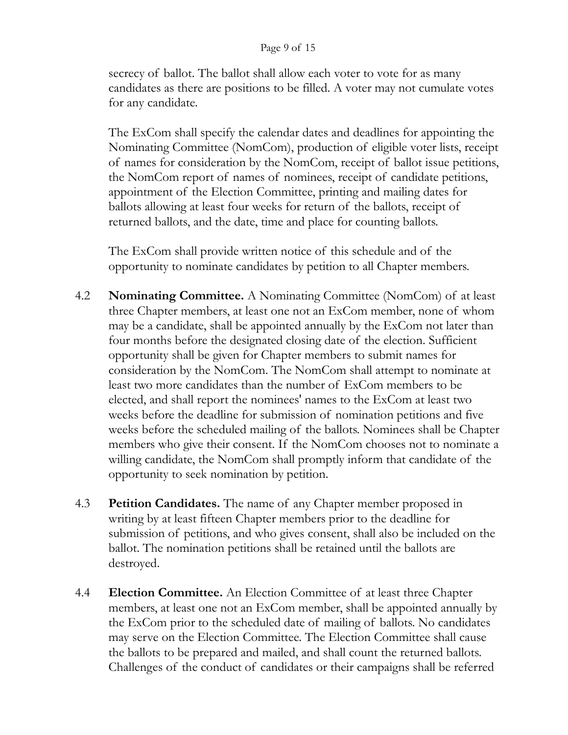secrecy of ballot. The ballot shall allow each voter to vote for as many candidates as there are positions to be filled. A voter may not cumulate votes for any candidate.

The ExCom shall specify the calendar dates and deadlines for appointing the Nominating Committee (NomCom), production of eligible voter lists, receipt of names for consideration by the NomCom, receipt of ballot issue petitions, the NomCom report of names of nominees, receipt of candidate petitions, appointment of the Election Committee, printing and mailing dates for ballots allowing at least four weeks for return of the ballots, receipt of returned ballots, and the date, time and place for counting ballots.

The ExCom shall provide written notice of this schedule and of the opportunity to nominate candidates by petition to all Chapter members.

4.2 **Nominating Committee.** A Nominating Committee (NomCom) of at least three Chapter members, at least one not an ExCom member, none of whom may be a candidate, shall be appointed annually by the ExCom not later than four months before the designated closing date of the election. Sufficient opportunity shall be given for Chapter members to submit names for consideration by the NomCom. The NomCom shall attempt to nominate at least two more candidates than the number of ExCom members to be elected, and shall report the nominees' names to the ExCom at least two weeks before the deadline for submission of nomination petitions and five weeks before the scheduled mailing of the ballots. Nominees shall be Chapter members who give their consent. If the NomCom chooses not to nominate a willing candidate, the NomCom shall promptly inform that candidate of the opportunity to seek nomination by petition.

4.3 **Petition Candidates.** The name of any Chapter member proposed in writing by at least fifteen Chapter members prior to the deadline for submission of petitions, and who gives consent, shall also be included on the ballot. The nomination petitions shall be retained until the ballots are destroyed.

4.4 **Election Committee.** An Election Committee of at least three Chapter members, at least one not an ExCom member, shall be appointed annually by the ExCom prior to the scheduled date of mailing of ballots. No candidates may serve on the Election Committee. The Election Committee shall cause the ballots to be prepared and mailed, and shall count the returned ballots. Challenges of the conduct of candidates or their campaigns shall be referred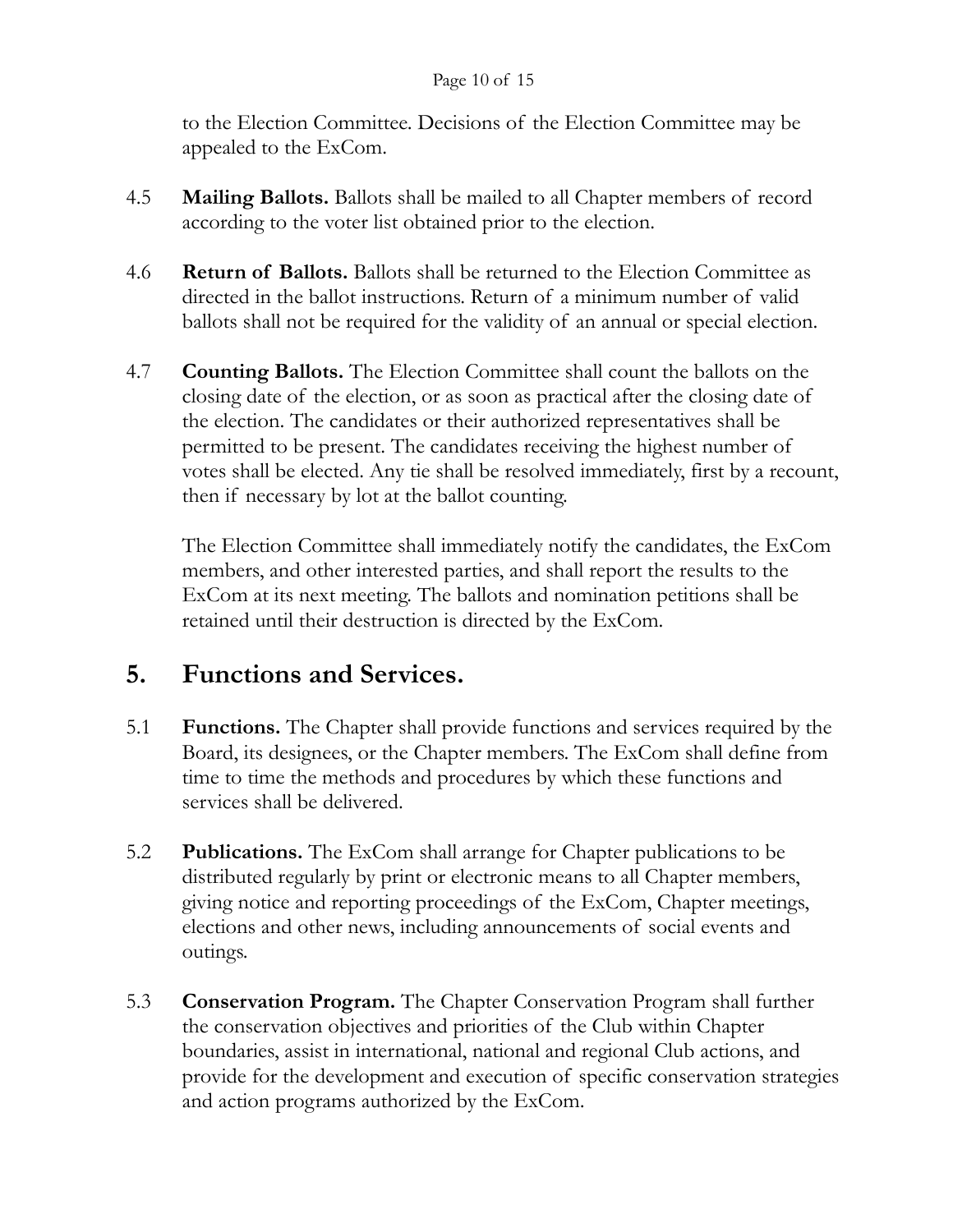to the Election Committee. Decisions of the Election Committee may be appealed to the ExCom.

4.5 **Mailing Ballots.** Ballots shall be mailed to all Chapter members of record according to the voter list obtained prior to the election.

4.6 **Return of Ballots.** Ballots shall be returned to the Election Committee as directed in the ballot instructions. Return of a minimum number of valid ballots shall not be required for the validity of an annual or special election.

4.7 **Counting Ballots.** The Election Committee shall count the ballots on the closing date of the election, or as soon as practical after the closing date of the election. The candidates or their authorized representatives shall be permitted to be present. The candidates receiving the highest number of votes shall be elected. Any tie shall be resolved immediately, first by a recount, then if necessary by lot at the ballot counting.

The Election Committee shall immediately notify the candidates, the ExCom members, and other interested parties, and shall report the results to the ExCom at its next meeting. The ballots and nomination petitions shall be retained until their destruction is directed by the ExCom.

## 5. Functions and Services.

5.1 **Functions.** The Chapter shall provide functions and services required by the Board, its designees, or the Chapter members. The ExCom shall define from time to time the methods and procedures by which these functions and services shall be delivered.

5.2 **Publications.** The ExCom shall arrange for Chapter publications to be distributed regularly by print or electronic means to all Chapter members, giving notice and reporting proceedings of the ExCom, Chapter meetings, elections and other news, including announcements of social events and outings.

5.3 **Conservation Program.** The Chapter Conservation Program shall further the conservation objectives and priorities of the Club within Chapter boundaries, assist in international, national and regional Club actions, and provide for the development and execution of specific conservation strategies and action programs authorized by the ExCom.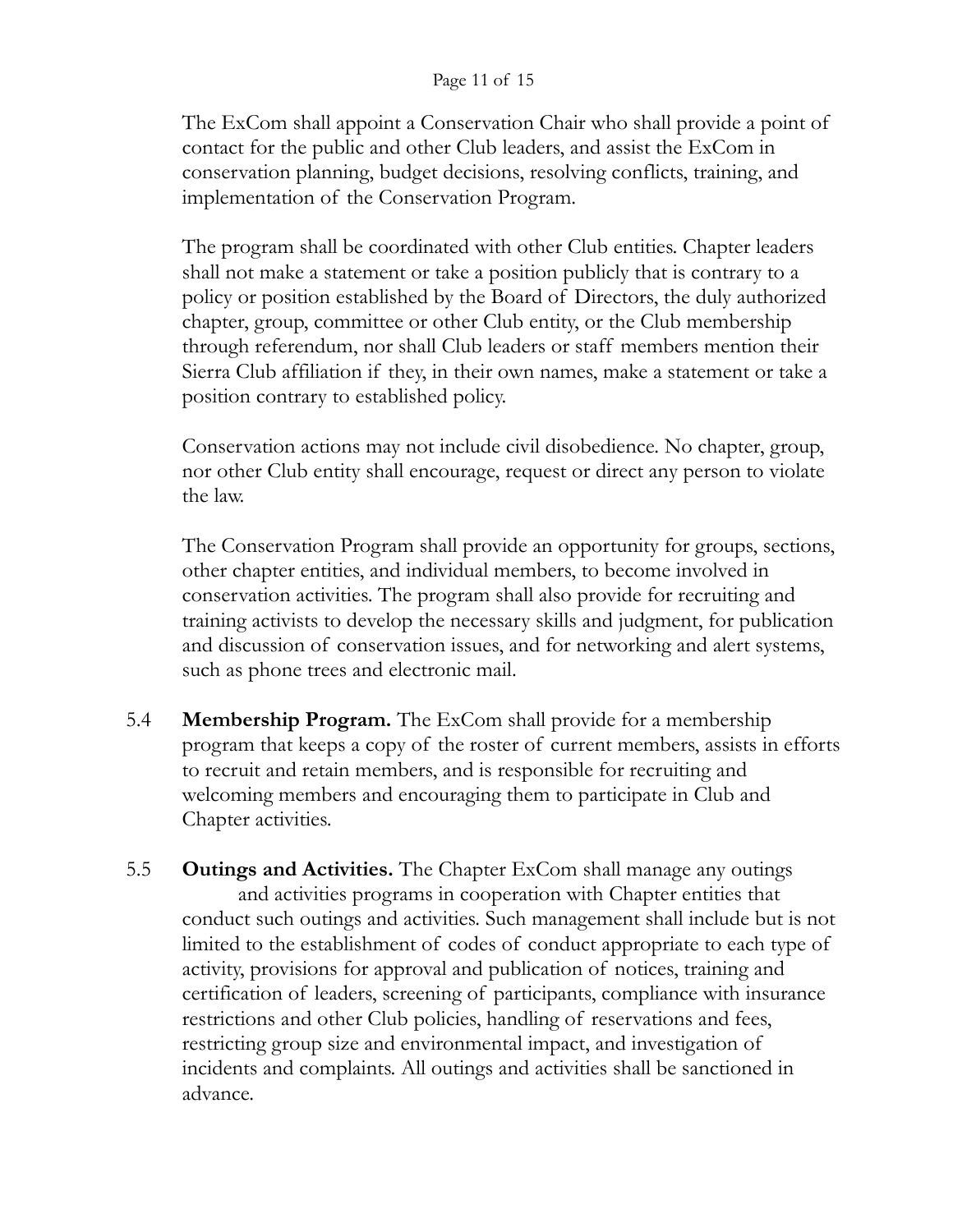The ExCom shall appoint a Conservation Chair who shall provide a point of contact for the public and other Club leaders, and assist the ExCom in conservation planning, budget decisions, resolving conflicts, training, and implementation of the Conservation Program.

The program shall be coordinated with other Club entities. Chapter leaders shall not make a statement or take a position publicly that is contrary to a policy or position established by the Board of Directors, the duly authorized chapter, group, committee or other Club entity, or the Club membership through referendum, nor shall Club leaders or staff members mention their Sierra Club affiliation if they, in their own names, make a statement or take a position contrary to established policy.

Conservation actions may not include civil disobedience. No chapter, group, nor other Club entity shall encourage, request or direct any person to violate the law.

The Conservation Program shall provide an opportunity for groups, sections, other chapter entities, and individual members, to become involved in conservation activities. The program shall also provide for recruiting and training activists to develop the necessary skills and judgment, for publication and discussion of conservation issues, and for networking and alert systems, such as phone trees and electronic mail.

5.4 **Membership Program.** The ExCom shall provide for a membership program that keeps a copy of the roster of current members, assists in efforts to recruit and retain members, and is responsible for recruiting and welcoming members and encouraging them to participate in Club and Chapter activities.

5.5 **Outings and Activities.** The Chapter ExCom shall manage any outings and activities programs in cooperation with Chapter entities that conduct such outings and activities. Such management shall include but is not limited to the establishment of codes of conduct appropriate to each type of activity, provisions for approval and publication of notices, training and certification of leaders, screening of participants, compliance with insurance restrictions and other Club policies, handling of reservations and fees, restricting group size and environmental impact, and investigation of incidents and complaints. All outings and activities shall be sanctioned in advance.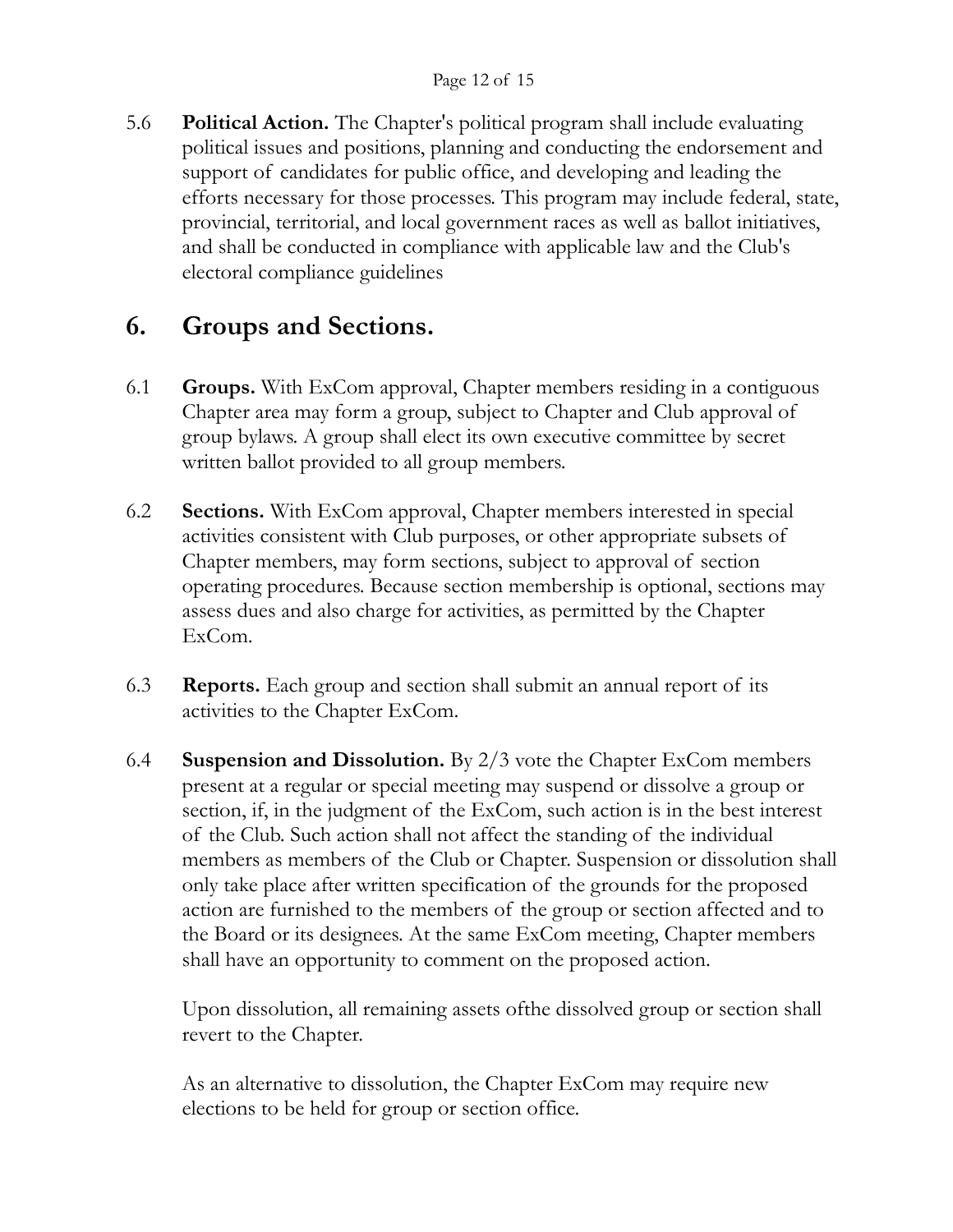5.6 **Political Action.** The Chapter's political program shall include evaluating political issues and positions, planning and conducting the endorsement and support of candidates for public office, and developing and leading the efforts necessary for those processes. This program may include federal, state, provincial, territorial, and local government races as well as ballot initiatives, and shall be conducted in compliance with applicable law and the Club's electoral compliance guidelines

# 6. Groups and Sections.

6.1 **Groups.** With ExCom approval, Chapter members residing in a contiguous Chapter area may form a group, subject to Chapter and Club approval of group bylaws. A group shall elect its own executive committee by secret written ballot provided to all group members.

6.2 **Sections.** With ExCom approval, Chapter members interested in special activities consistent with Club purposes, or other appropriate subsets of Chapter members, may form sections, subject to approval of section operating procedures. Because section membership is optional, sections may assess dues and also charge for activities, as permitted by the Chapter ExCom.

6.3 **Reports.** Each group and section shall submit an annual report of its activities to the Chapter ExCom.

6.4 **Suspension and Dissolution.** By 2/3 vote the Chapter ExCom members present at a regular or special meeting may suspend or dissolve a group or section, if, in the judgment of the ExCom, such action is in the best interest of the Club. Such action shall not affect the standing of the individual members as members of the Club or Chapter. Suspension or dissolution shall only take place after written specification of the grounds for the proposed action are furnished to the members of the group or section affected and to the Board or its designees. At the same ExCom meeting, Chapter members shall have an opportunity to comment on the proposed action.

Upon dissolution, all remaining assets ofthe dissolved group or section shall revert to the Chapter.

As an alternative to dissolution, the Chapter ExCom may require new elections to be held for group or section office.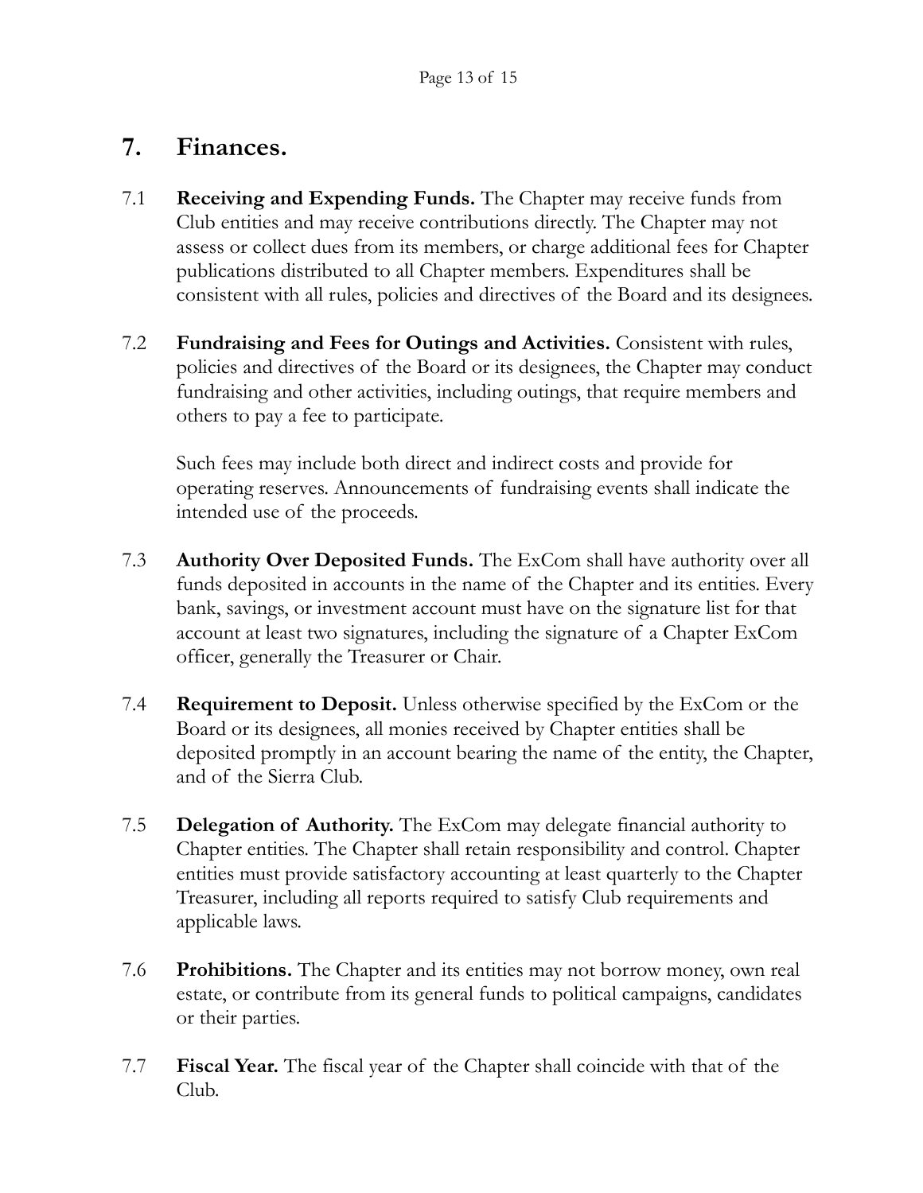# 7. Finances.

7.1 **Receiving and Expending Funds.** The Chapter may receive funds from Club entities and may receive contributions directly. The Chapter may not assess or collect dues from its members, or charge additional fees for Chapter publications distributed to all Chapter members. Expenditures shall be consistent with all rules, policies and directives of the Board and its designees.

7.2 **Fundraising and Fees for Outings and Activities.** Consistent with rules, policies and directives of the Board or its designees, the Chapter may conduct fundraising and other activities, including outings, that require members and others to pay a fee to participate.

Such fees may include both direct and indirect costs and provide for operating reserves. Announcements of fundraising events shall indicate the intended use of the proceeds.

7.3 **Authority Over Deposited Funds.** The ExCom shall have authority over all funds deposited in accounts in the name of the Chapter and its entities. Every bank, savings, or investment account must have on the signature list for that account at least two signatures, including the signature of a Chapter ExCom officer, generally the Treasurer or Chair.

7.4 **Requirement to Deposit.** Unless otherwise specified by the ExCom or the Board or its designees, all monies received by Chapter entities shall be deposited promptly in an account bearing the name of the entity, the Chapter, and of the Sierra Club.

7.5 **Delegation of Authority.** The ExCom may delegate financial authority to Chapter entities. The Chapter shall retain responsibility and control. Chapter entities must provide satisfactory accounting at least quarterly to the Chapter Treasurer, including all reports required to satisfy Club requirements and applicable laws.

7.6 **Prohibitions.** The Chapter and its entities may not borrow money, own real estate, or contribute from its general funds to political campaigns, candidates or their parties.

7.7 **Fiscal Year.** The fiscal year of the Chapter shall coincide with that of the Club.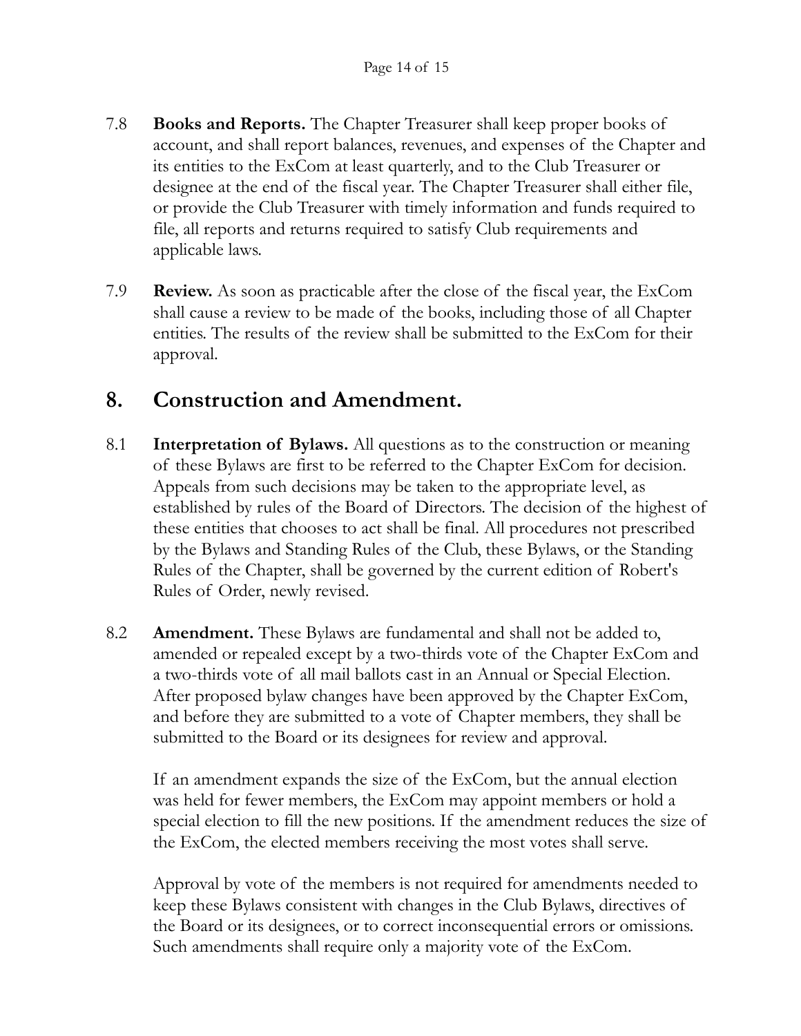7.8 **Books and Reports.** The Chapter Treasurer shall keep proper books of account, and shall report balances, revenues, and expenses of the Chapter and its entities to the ExCom at least quarterly, and to the Club Treasurer or designee at the end of the fiscal year. The Chapter Treasurer shall either file, or provide the Club Treasurer with timely information and funds required to file, all reports and returns required to satisfy Club requirements and applicable laws.

7.9 **Review.** As soon as practicable after the close of the fiscal year, the ExCom shall cause a review to be made of the books, including those of all Chapter entities. The results of the review shall be submitted to the ExCom for their approval.

## 8. Construction and Amendment.

8.1 **Interpretation of Bylaws.** All questions as to the construction or meaning of these Bylaws are first to be referred to the Chapter ExCom for decision. Appeals from such decisions may be taken to the appropriate level, as established by rules of the Board of Directors. The decision of the highest of these entities that chooses to act shall be final. All procedures not prescribed by the Bylaws and Standing Rules of the Club, these Bylaws, or the Standing Rules of the Chapter, shall be governed by the current edition of Robert's Rules of Order, newly revised.

8.2 **Amendment.** These Bylaws are fundamental and shall not be added to, amended or repealed except by a two-thirds vote of the Chapter ExCom and a two-thirds vote of all mail ballots cast in an Annual or Special Election. After proposed bylaw changes have been approved by the Chapter ExCom, and before they are submitted to a vote of Chapter members, they shall be submitted to the Board or its designees for review and approval.

If an amendment expands the size of the ExCom, but the annual election was held for fewer members, the ExCom may appoint members or hold a special election to fill the new positions. If the amendment reduces the size of the ExCom, the elected members receiving the most votes shall serve.

Approval by vote of the members is not required for amendments needed to keep these Bylaws consistent with changes in the Club Bylaws, directives of the Board or its designees, or to correct inconsequential errors or omissions. Such amendments shall require only a majority vote of the ExCom.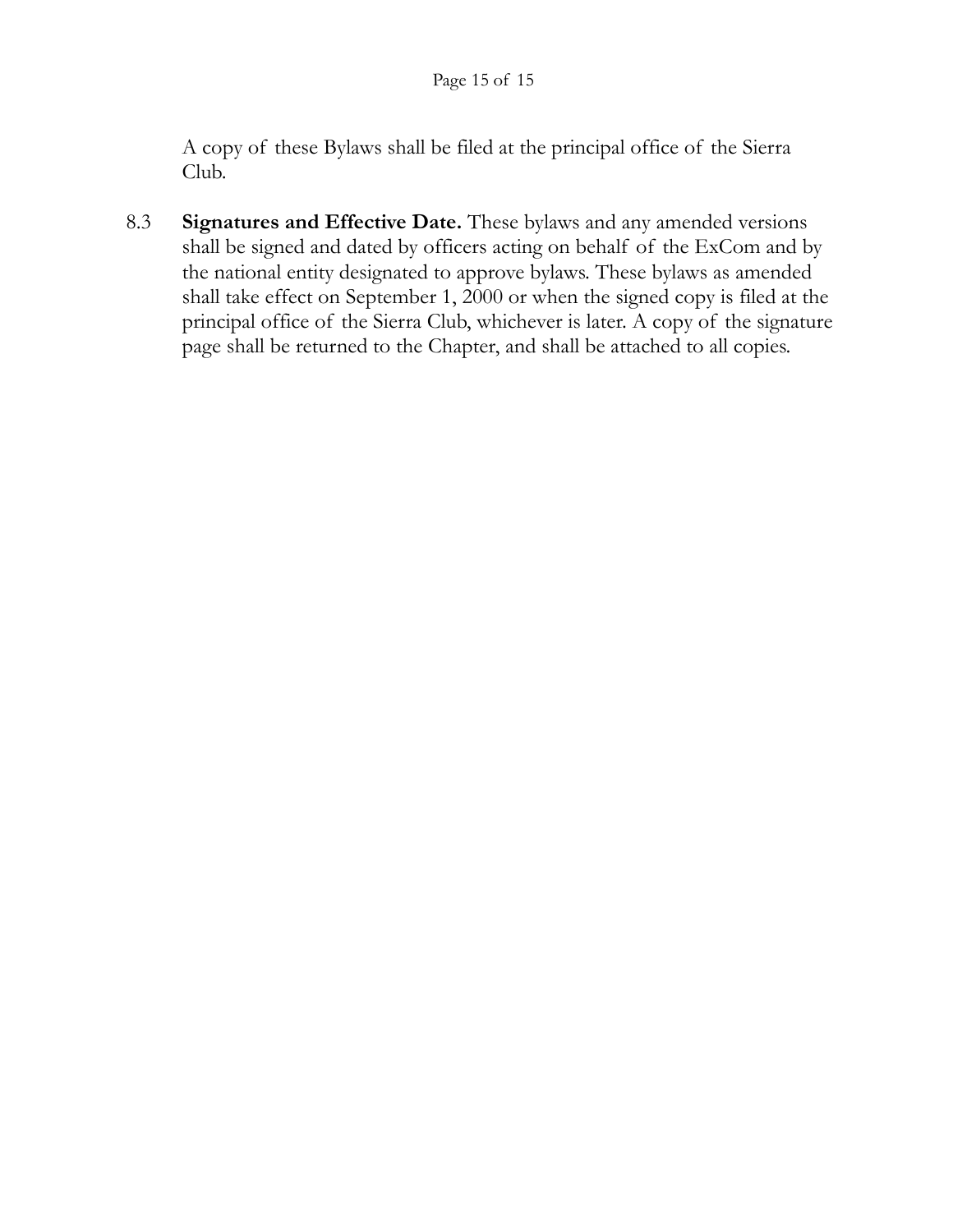A copy of these Bylaws shall be filed at the principal office of the Sierra Club.

8.3 **Signatures and Effective Date.** These bylaws and any amended versions shall be signed and dated by officers acting on behalf of the ExCom and by the national entity designated to approve bylaws. These bylaws as amended shall take effect on September 1, 2000 or when the signed copy is filed at the principal office of the Sierra Club, whichever is later. A copy of the signature page shall be returned to the Chapter, and shall be attached to all copies.